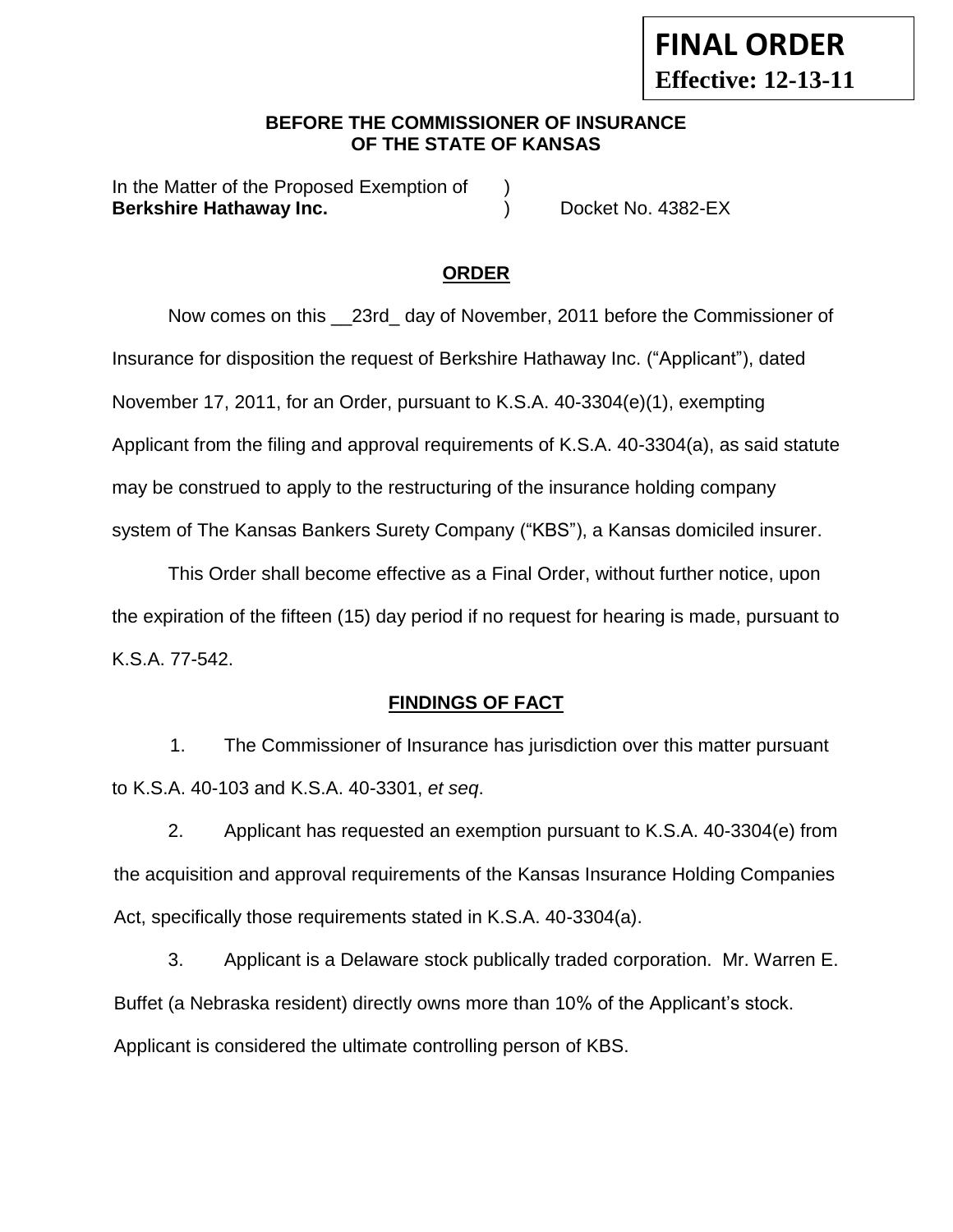**FINAL ORDER**
**Effective: 12-13-11**

**BEFORE THE COMMISSIONER OF INSURANCE**
**OF THE STATE OF KANSAS**

In the Matter of the Proposed Exemption of )
**Berkshire Hathaway Inc.** ) Docket No. 4382-EX

## ORDER

Now comes on this __23rd_ day of November, 2011 before the Commissioner of Insurance for disposition the request of Berkshire Hathaway Inc. ("Applicant"), dated November 17, 2011, for an Order, pursuant to K.S.A. 40-3304(e)(1), exempting Applicant from the filing and approval requirements of K.S.A. 40-3304(a), as said statute may be construed to apply to the restructuring of the insurance holding company system of The Kansas Bankers Surety Company ("KBS"), a Kansas domiciled insurer.

This Order shall become effective as a Final Order, without further notice, upon the expiration of the fifteen (15) day period if no request for hearing is made, pursuant to K.S.A. 77-542.

## FINDINGS OF FACT

1. The Commissioner of Insurance has jurisdiction over this matter pursuant to K.S.A. 40-103 and K.S.A. 40-3301, *et seq*.

2. Applicant has requested an exemption pursuant to K.S.A. 40-3304(e) from the acquisition and approval requirements of the Kansas Insurance Holding Companies Act, specifically those requirements stated in K.S.A. 40-3304(a).

3. Applicant is a Delaware stock publically traded corporation. Mr. Warren E. Buffet (a Nebraska resident) directly owns more than 10% of the Applicant's stock. Applicant is considered the ultimate controlling person of KBS.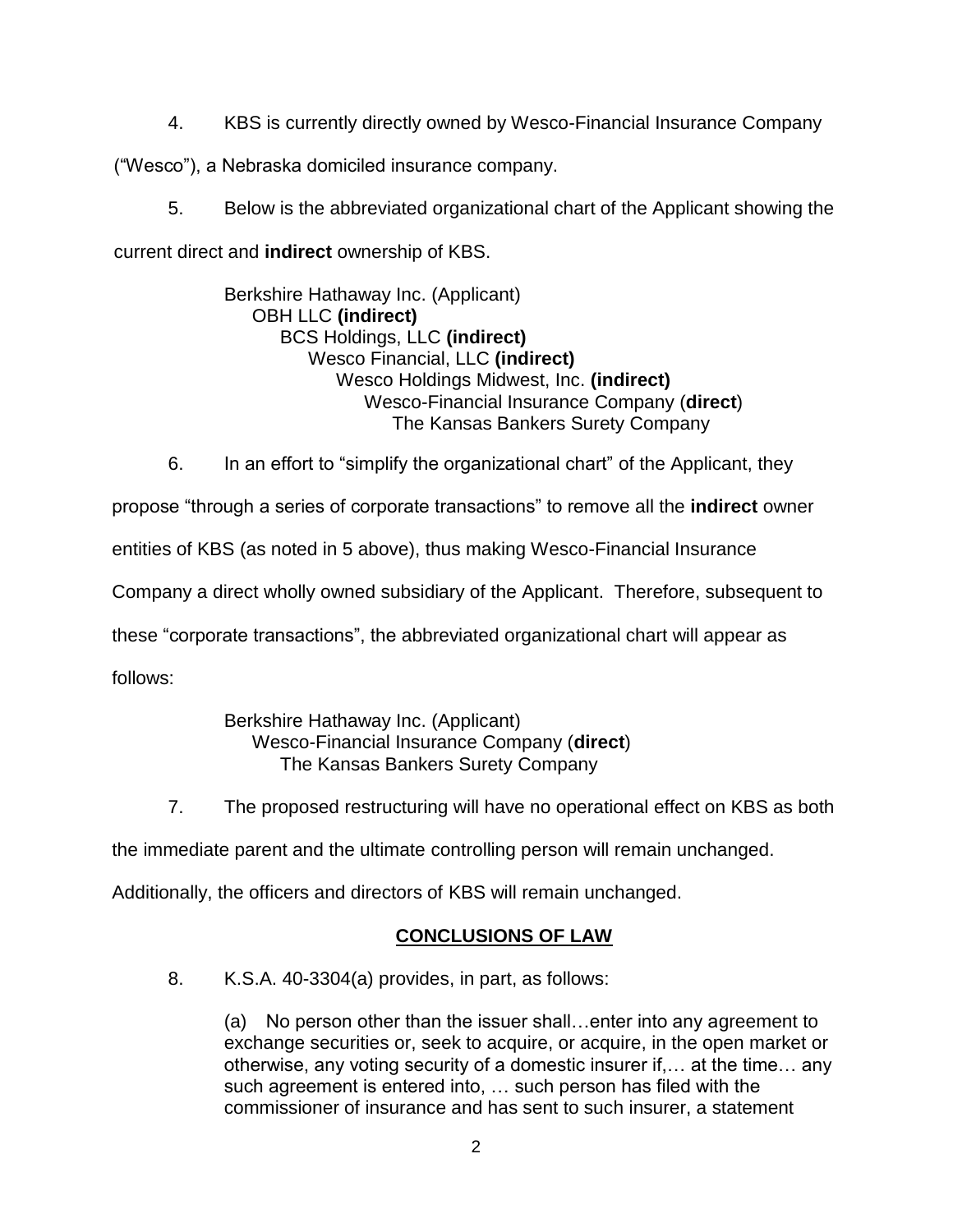4. KBS is currently directly owned by Wesco-Financial Insurance Company ("Wesco"), a Nebraska domiciled insurance company.

5. Below is the abbreviated organizational chart of the Applicant showing the current direct and **indirect** ownership of KBS.

> Berkshire Hathaway Inc. (Applicant)
> &nbsp;&nbsp;&nbsp;&nbsp;OBH LLC **(indirect)**
> &nbsp;&nbsp;&nbsp;&nbsp;&nbsp;&nbsp;&nbsp;&nbsp;BCS Holdings, LLC **(indirect)**
> &nbsp;&nbsp;&nbsp;&nbsp;&nbsp;&nbsp;&nbsp;&nbsp;&nbsp;&nbsp;&nbsp;&nbsp;Wesco Financial, LLC **(indirect)**
> &nbsp;&nbsp;&nbsp;&nbsp;&nbsp;&nbsp;&nbsp;&nbsp;&nbsp;&nbsp;&nbsp;&nbsp;&nbsp;&nbsp;&nbsp;&nbsp;Wesco Holdings Midwest, Inc. **(indirect)**
> &nbsp;&nbsp;&nbsp;&nbsp;&nbsp;&nbsp;&nbsp;&nbsp;&nbsp;&nbsp;&nbsp;&nbsp;&nbsp;&nbsp;&nbsp;&nbsp;&nbsp;&nbsp;&nbsp;&nbsp;Wesco-Financial Insurance Company (**direct**)
> &nbsp;&nbsp;&nbsp;&nbsp;&nbsp;&nbsp;&nbsp;&nbsp;&nbsp;&nbsp;&nbsp;&nbsp;&nbsp;&nbsp;&nbsp;&nbsp;&nbsp;&nbsp;&nbsp;&nbsp;&nbsp;&nbsp;&nbsp;&nbsp;The Kansas Bankers Surety Company

6. In an effort to "simplify the organizational chart" of the Applicant, they propose "through a series of corporate transactions" to remove all the **indirect** owner entities of KBS (as noted in 5 above), thus making Wesco-Financial Insurance Company a direct wholly owned subsidiary of the Applicant. Therefore, subsequent to these "corporate transactions", the abbreviated organizational chart will appear as follows:

> Berkshire Hathaway Inc. (Applicant)
> &nbsp;&nbsp;&nbsp;&nbsp;Wesco-Financial Insurance Company (**direct**)
> &nbsp;&nbsp;&nbsp;&nbsp;&nbsp;&nbsp;&nbsp;&nbsp;The Kansas Bankers Surety Company

7. The proposed restructuring will have no operational effect on KBS as both the immediate parent and the ultimate controlling person will remain unchanged. Additionally, the officers and directors of KBS will remain unchanged.

## CONCLUSIONS OF LAW

8. K.S.A. 40-3304(a) provides, in part, as follows:

> (a) No person other than the issuer shall…enter into any agreement to exchange securities or, seek to acquire, or acquire, in the open market or otherwise, any voting security of a domestic insurer if,… at the time… any such agreement is entered into, … such person has filed with the commissioner of insurance and has sent to such insurer, a statement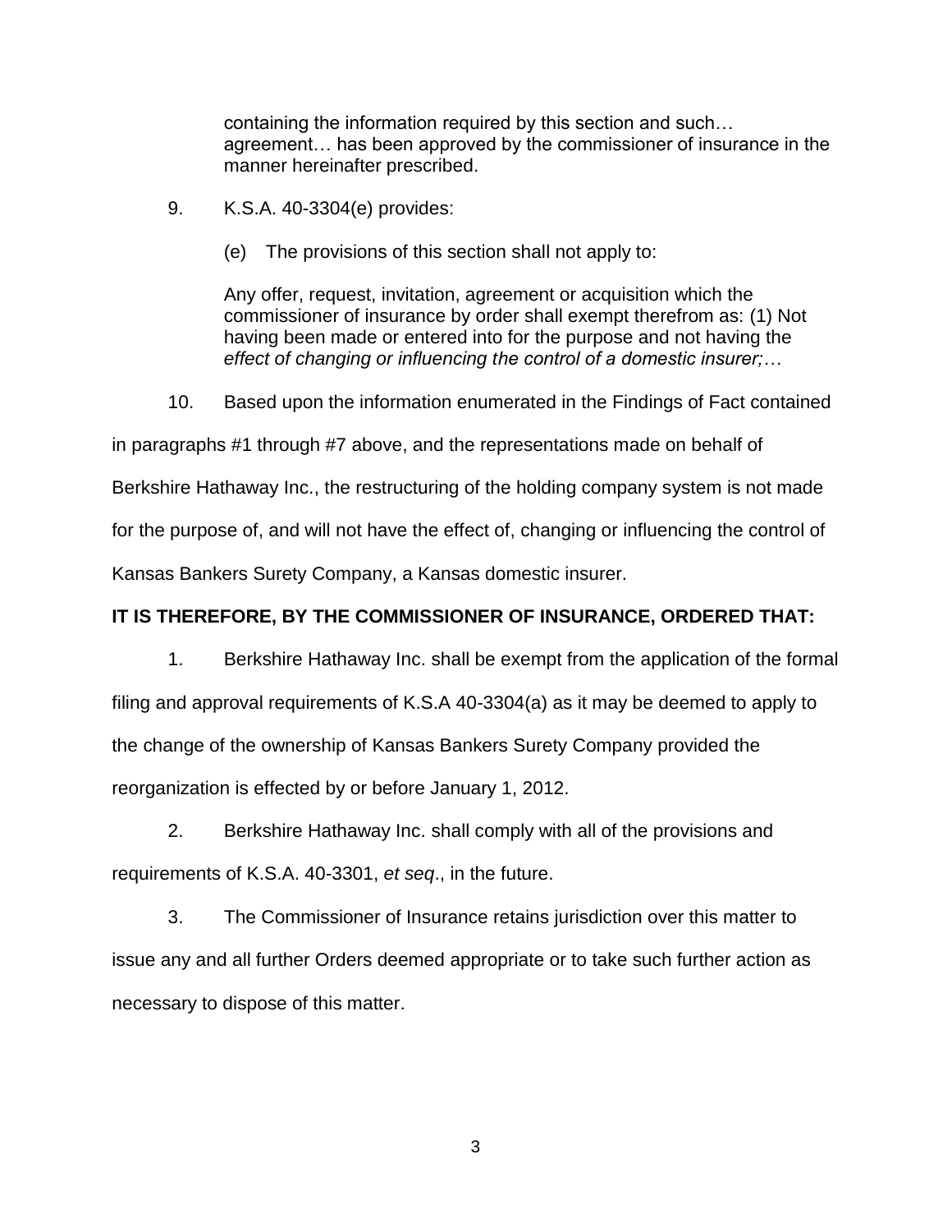> containing the information required by this section and such… agreement… has been approved by the commissioner of insurance in the manner hereinafter prescribed.

9. K.S.A. 40-3304(e) provides:

> (e) The provisions of this section shall not apply to:
>
> Any offer, request, invitation, agreement or acquisition which the commissioner of insurance by order shall exempt therefrom as: (1) Not having been made or entered into for the purpose and not having the *effect of changing or influencing the control of a domestic insurer;…*

10. Based upon the information enumerated in the Findings of Fact contained in paragraphs #1 through #7 above, and the representations made on behalf of Berkshire Hathaway Inc., the restructuring of the holding company system is not made for the purpose of, and will not have the effect of, changing or influencing the control of Kansas Bankers Surety Company, a Kansas domestic insurer.

**IT IS THEREFORE, BY THE COMMISSIONER OF INSURANCE, ORDERED THAT:**

1. Berkshire Hathaway Inc. shall be exempt from the application of the formal filing and approval requirements of K.S.A 40-3304(a) as it may be deemed to apply to the change of the ownership of Kansas Bankers Surety Company provided the reorganization is effected by or before January 1, 2012.

2. Berkshire Hathaway Inc. shall comply with all of the provisions and requirements of K.S.A. 40-3301, *et seq*., in the future.

3. The Commissioner of Insurance retains jurisdiction over this matter to issue any and all further Orders deemed appropriate or to take such further action as necessary to dispose of this matter.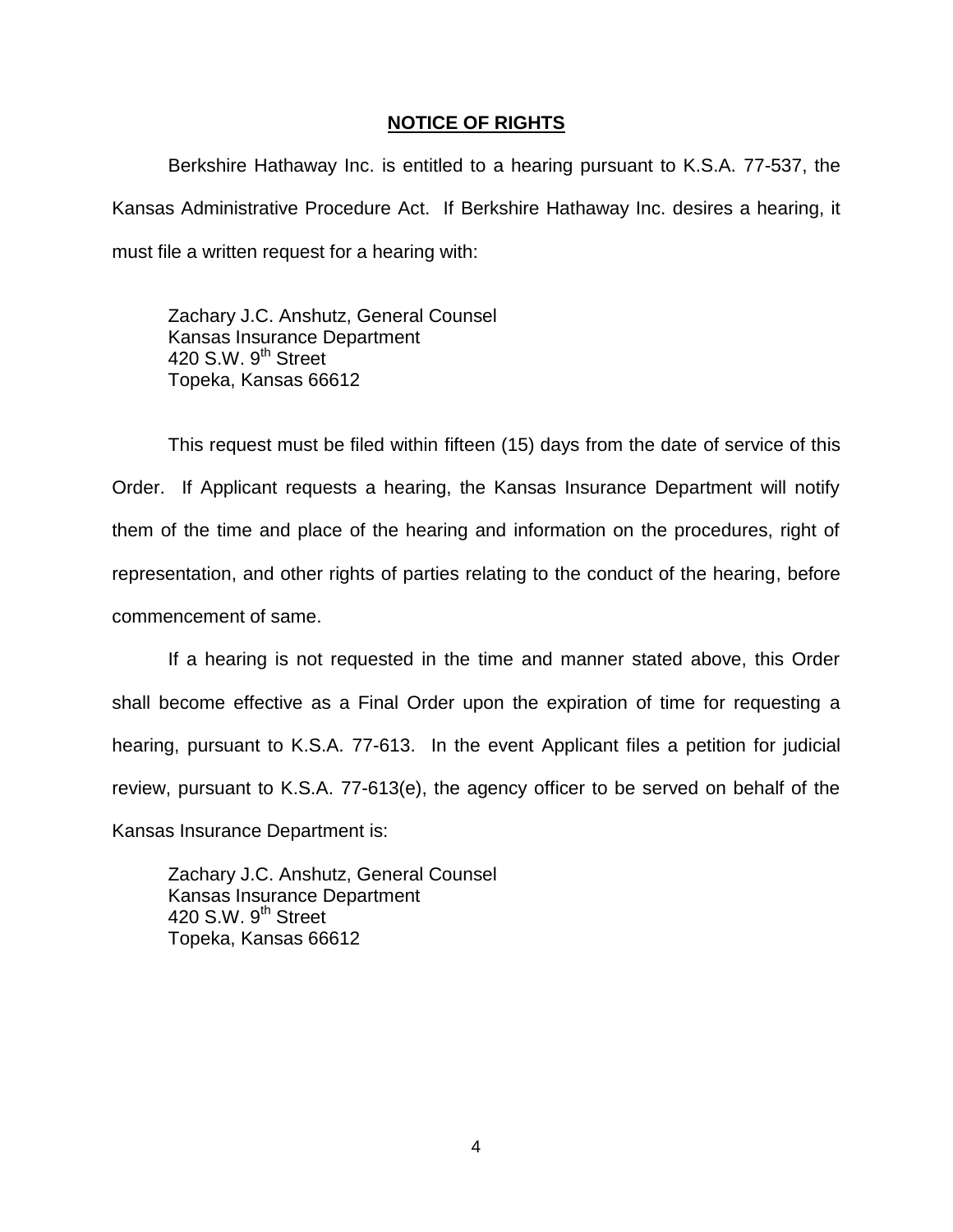## **NOTICE OF RIGHTS**

Berkshire Hathaway Inc. is entitled to a hearing pursuant to K.S.A. 77-537, the Kansas Administrative Procedure Act. If Berkshire Hathaway Inc. desires a hearing, it must file a written request for a hearing with:

Zachary J.C. Anshutz, General Counsel  
Kansas Insurance Department  
420 S.W. 9th Street  
Topeka, Kansas 66612

This request must be filed within fifteen (15) days from the date of service of this Order. If Applicant requests a hearing, the Kansas Insurance Department will notify them of the time and place of the hearing and information on the procedures, right of representation, and other rights of parties relating to the conduct of the hearing, before commencement of same.

If a hearing is not requested in the time and manner stated above, this Order shall become effective as a Final Order upon the expiration of time for requesting a hearing, pursuant to K.S.A. 77-613. In the event Applicant files a petition for judicial review, pursuant to K.S.A. 77-613(e), the agency officer to be served on behalf of the Kansas Insurance Department is:

Zachary J.C. Anshutz, General Counsel  
Kansas Insurance Department  
420 S.W. 9th Street  
Topeka, Kansas 66612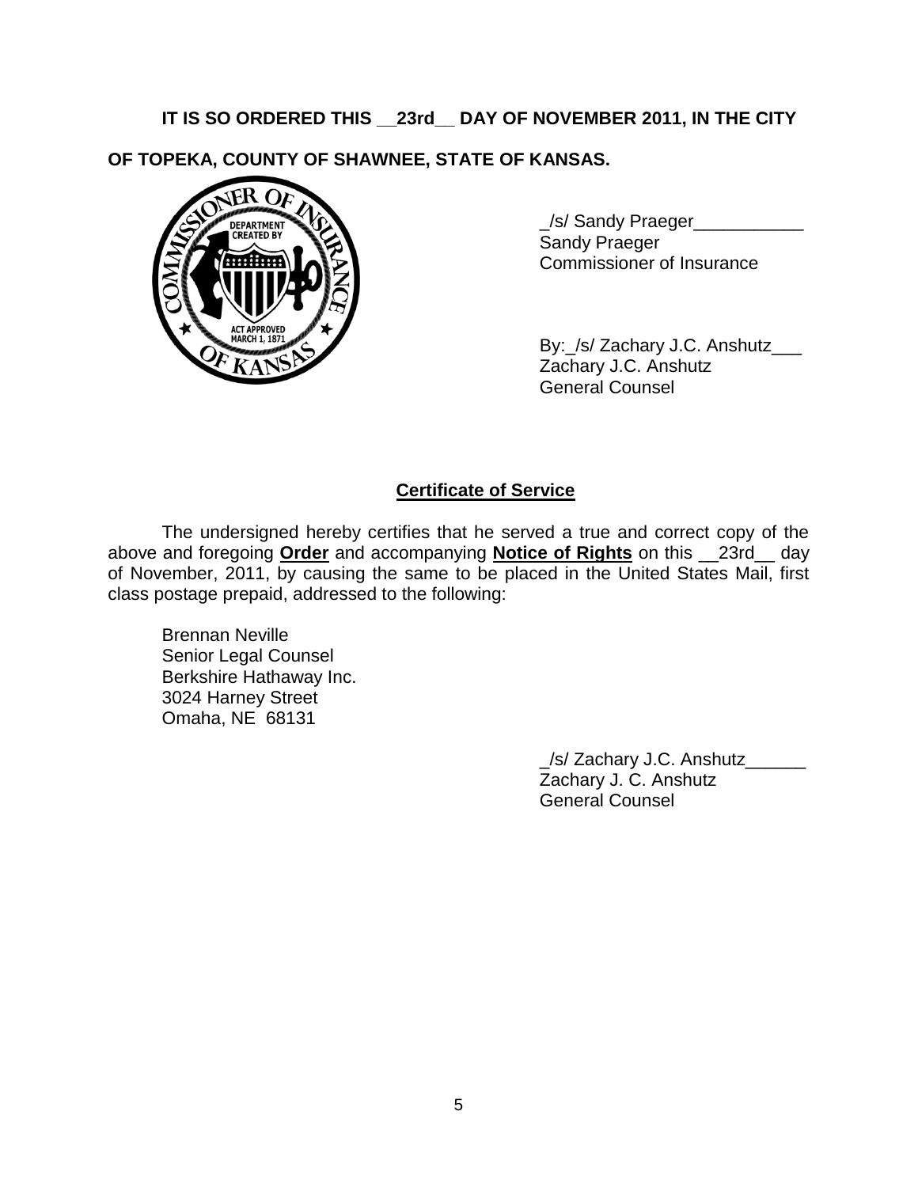**IT IS SO ORDERED THIS __23rd__ DAY OF NOVEMBER 2011, IN THE CITY OF TOPEKA, COUNTY OF SHAWNEE, STATE OF KANSAS.**

_/s/ Sandy Praeger___________
Sandy Praeger
Commissioner of Insurance

By:_/s/ Zachary J.C. Anshutz___
Zachary J.C. Anshutz
General Counsel

## Certificate of Service

The undersigned hereby certifies that he served a true and correct copy of the above and foregoing **Order** and accompanying **Notice of Rights** on this __23rd__ day of November, 2011, by causing the same to be placed in the United States Mail, first class postage prepaid, addressed to the following:

Brennan Neville
Senior Legal Counsel
Berkshire Hathaway Inc.
3024 Harney Street
Omaha, NE 68131

_/s/ Zachary J.C. Anshutz______
Zachary J. C. Anshutz
General Counsel